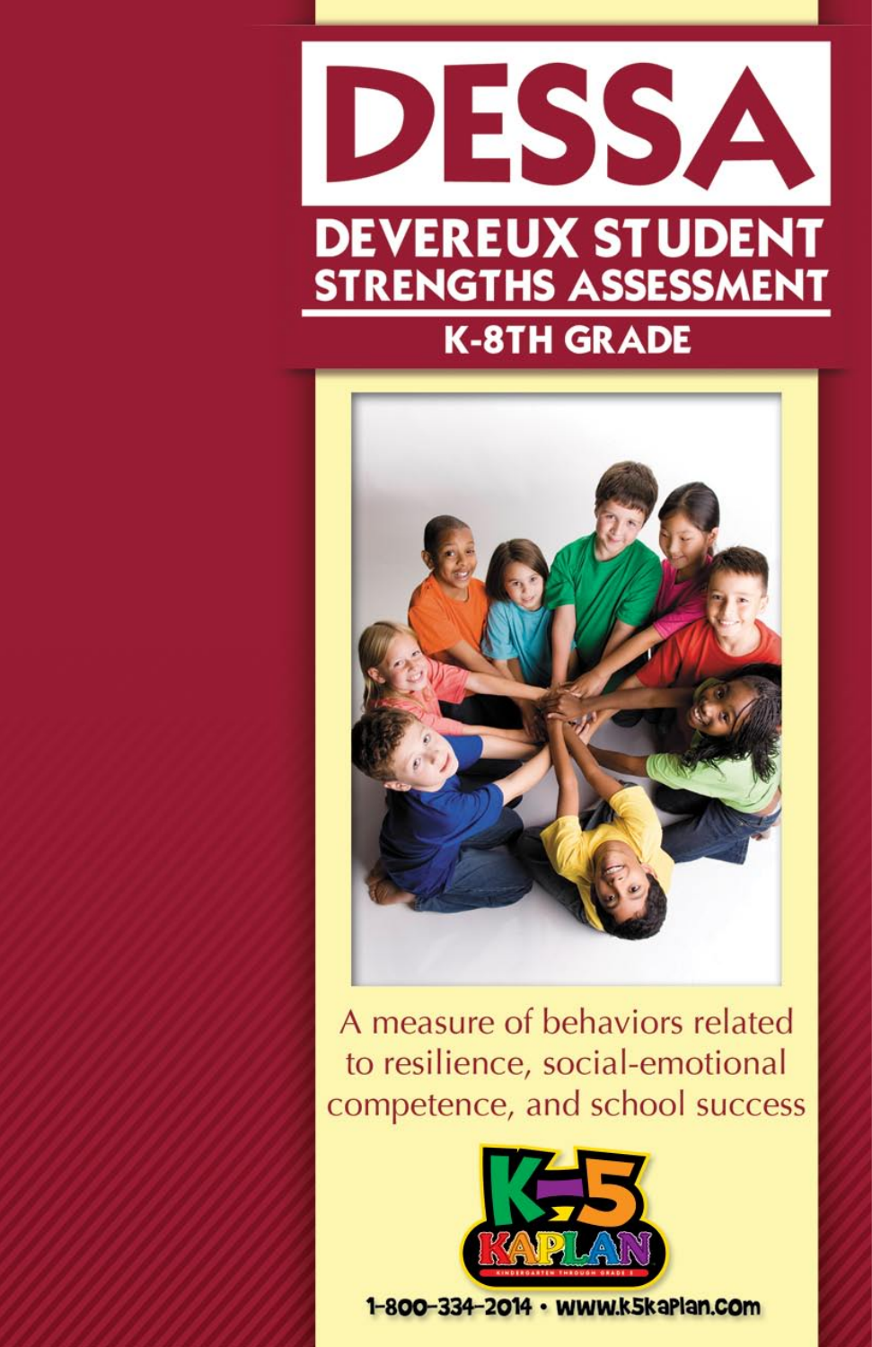# DESSA

## DEVEREUX STUDENT STRENGTHS ASSESSMENT

### K-8TH GRADE

A measure of behaviors related to resilience, social-emotional competence, and school success

K-5 KAPLAN
KINDERGARTEN THROUGH GRADE 5

1-800-334-2014 • www.k5kaplan.com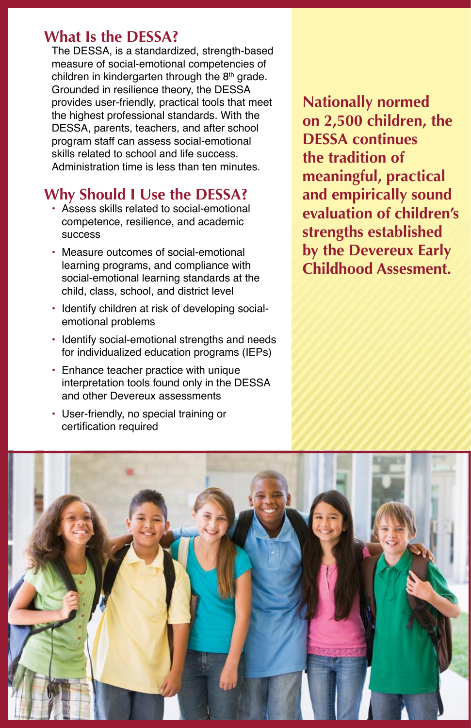## What Is the DESSA?

The DESSA, is a standardized, strength-based measure of social-emotional competencies of children in kindergarten through the 8th grade. Grounded in resilience theory, the DESSA provides user-friendly, practical tools that meet the highest professional standards. With the DESSA, parents, teachers, and after school program staff can assess social-emotional skills related to school and life success. Administration time is less than ten minutes.

## Why Should I Use the DESSA?

- Assess skills related to social-emotional competence, resilience, and academic success
- Measure outcomes of social-emotional learning programs, and compliance with social-emotional learning standards at the child, class, school, and district level
- Identify children at risk of developing social-emotional problems
- Identify social-emotional strengths and needs for individualized education programs (IEPs)
- Enhance teacher practice with unique interpretation tools found only in the DESSA and other Devereux assessments
- User-friendly, no special training or certification required

**Nationally normed on 2,500 children, the DESSA continues the tradition of meaningful, practical and empirically sound evaluation of children's strengths established by the Devereux Early Childhood Assesment.**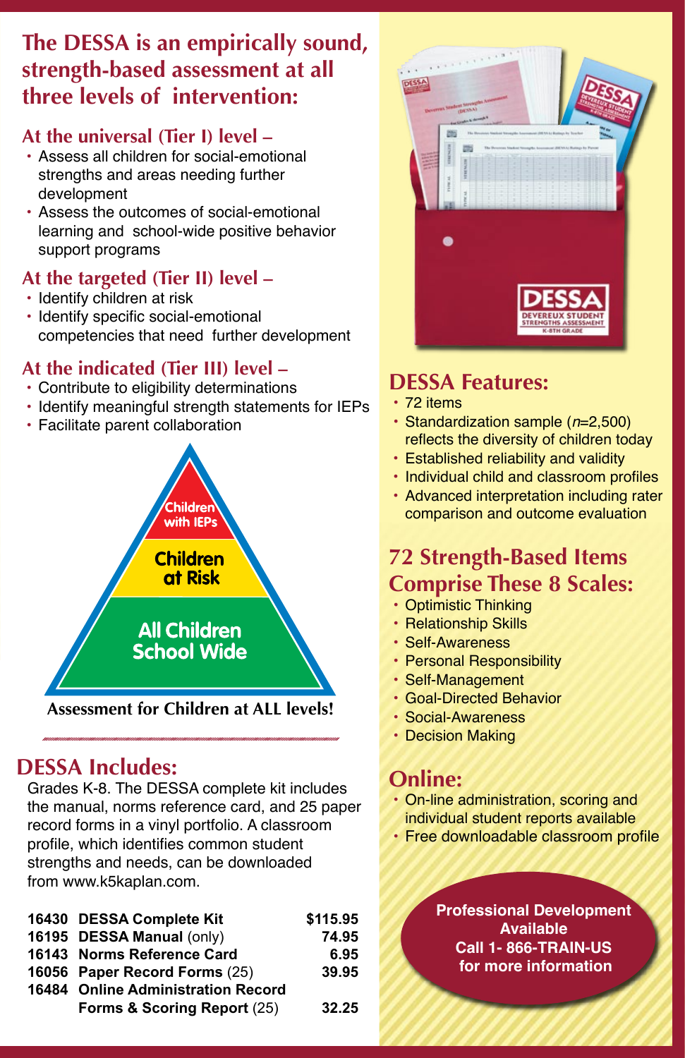## The DESSA is an empirically sound, strength-based assessment at all three levels of intervention:

### At the universal (Tier I) level –

- Assess all children for social-emotional strengths and areas needing further development
- Assess the outcomes of social-emotional learning and school-wide positive behavior support programs

### At the targeted (Tier II) level –

- Identify children at risk
- Identify specific social-emotional competencies that need further development

### At the indicated (Tier III) level –

- Contribute to eligibility determinations
- Identify meaningful strength statements for IEPs
- Facilitate parent collaboration

Children with IEPs

Children at Risk

All Children School Wide

**Assessment for Children at ALL levels!**

## DESSA Includes:

Grades K-8. The DESSA complete kit includes the manual, norms reference card, and 25 paper record forms in a vinyl portfolio. A classroom profile, which identifies common student strengths and needs, can be downloaded from www.k5kaplan.com.

| | | |
|---|---|---|
| **16430** | **DESSA Complete Kit** | **$115.95** |
| **16195** | **DESSA Manual** (only) | **74.95** |
| **16143** | **Norms Reference Card** | **6.95** |
| **16056** | **Paper Record Forms** (25) | **39.95** |
| **16484** | **Online Administration Record Forms & Scoring Report** (25) | **32.25** |

## DESSA Features:

- 72 items
- Standardization sample (*n*=2,500) reflects the diversity of children today
- Established reliability and validity
- Individual child and classroom profiles
- Advanced interpretation including rater comparison and outcome evaluation

## 72 Strength-Based Items Comprise These 8 Scales:

- Optimistic Thinking
- Relationship Skills
- Self-Awareness
- Personal Responsibility
- Self-Management
- Goal-Directed Behavior
- Social-Awareness
- Decision Making

## Online:

- On-line administration, scoring and individual student reports available
- Free downloadable classroom profile

**Professional Development Available**
**Call 1- 866-TRAIN-US for more information**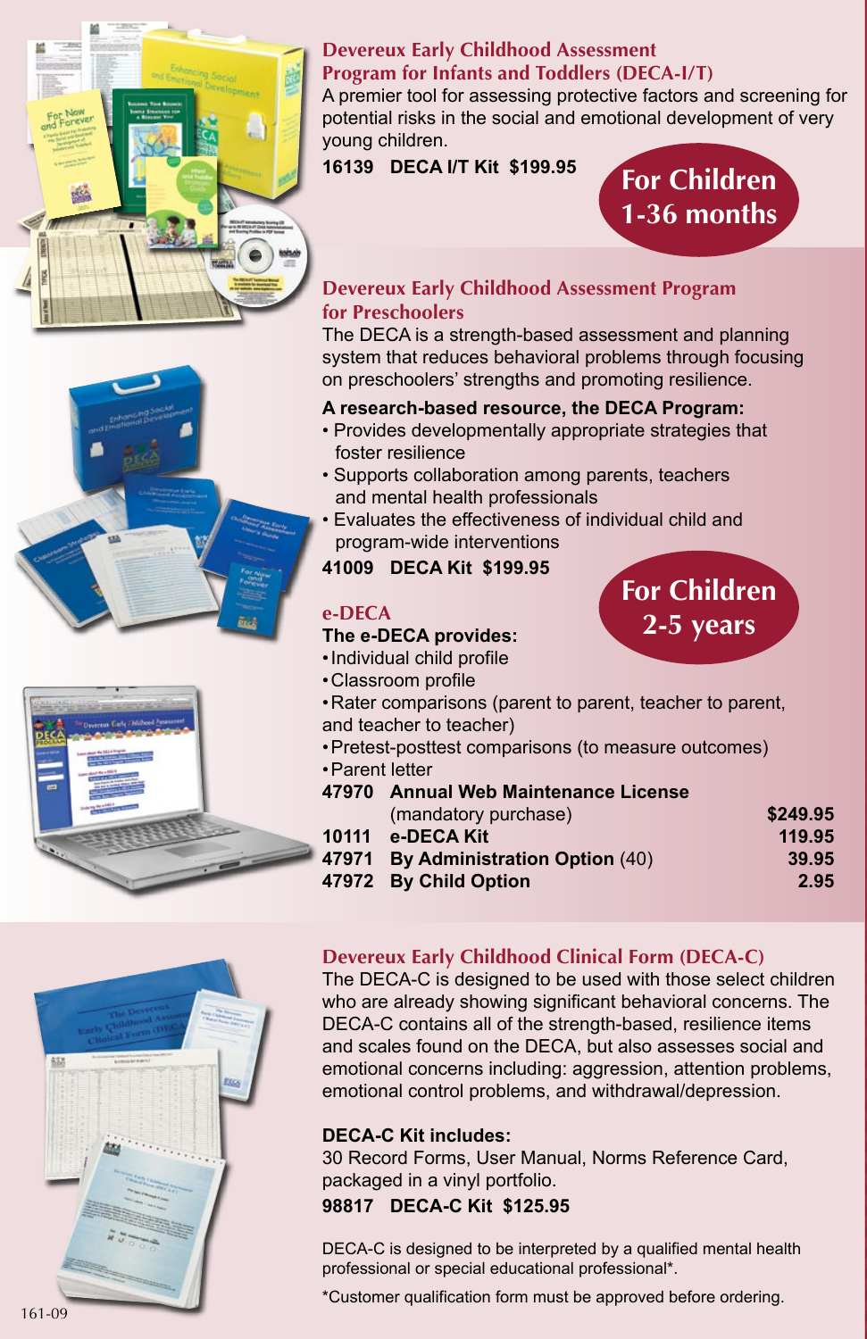## Devereux Early Childhood Assessment Program for Infants and Toddlers (DECA-I/T)

A premier tool for assessing protective factors and screening for potential risks in the social and emotional development of very young children.

**16139 DECA I/T Kit $199.95**

**For Children 1-36 months**

## Devereux Early Childhood Assessment Program for Preschoolers

The DECA is a strength-based assessment and planning system that reduces behavioral problems through focusing on preschoolers' strengths and promoting resilience.

**A research-based resource, the DECA Program:**

- Provides developmentally appropriate strategies that foster resilience
- Supports collaboration among parents, teachers and mental health professionals
- Evaluates the effectiveness of individual child and program-wide interventions

**41009 DECA Kit $199.95**

**For Children 2-5 years**

## e-DECA

**The e-DECA provides:**

- Individual child profile
- Classroom profile
- Rater comparisons (parent to parent, teacher to parent, and teacher to teacher)
- Pretest-posttest comparisons (to measure outcomes)
- Parent letter

| | | |
|---|---|---|
| **47970** | **Annual Web Maintenance License** (mandatory purchase) | **$249.95** |
| **10111** | **e-DECA Kit** | **119.95** |
| **47971** | **By Administration Option** (40) | **39.95** |
| **47972** | **By Child Option** | **2.95** |

## Devereux Early Childhood Clinical Form (DECA-C)

The DECA-C is designed to be used with those select children who are already showing significant behavioral concerns. The DECA-C contains all of the strength-based, resilience items and scales found on the DECA, but also assesses social and emotional concerns including: aggression, attention problems, emotional control problems, and withdrawal/depression.

**DECA-C Kit includes:**

30 Record Forms, User Manual, Norms Reference Card, packaged in a vinyl portfolio.

**98817 DECA-C Kit $125.95**

DECA-C is designed to be interpreted by a qualified mental health professional or special educational professional*.

*Customer qualification form must be approved before ordering.

161-09